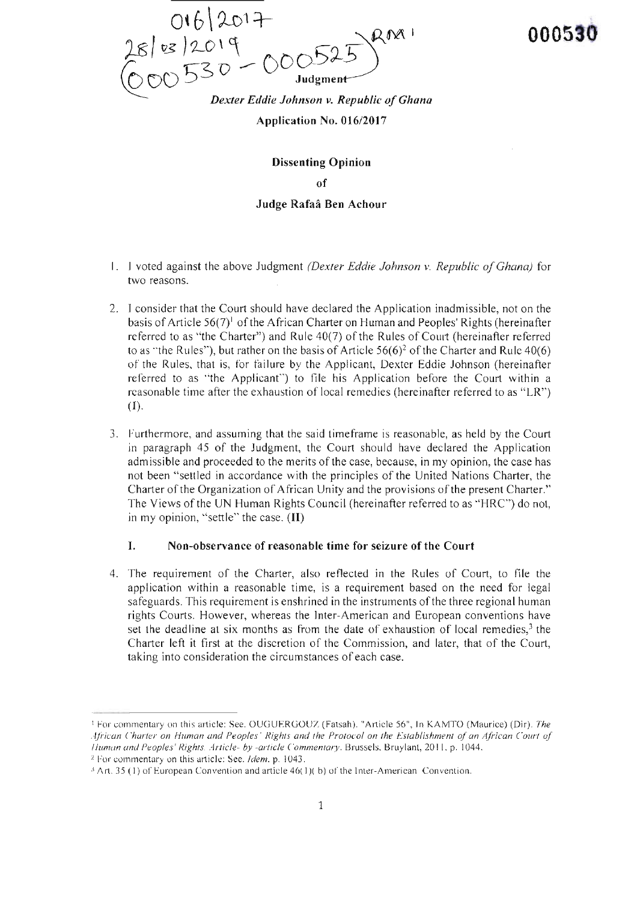Judgment

*Dexter Eddie Johnson v. Republic of Ghana*

**Application No. 016/2017**

**Dissenting Opinion**

**of**

**Judge Rafaâ Ben Achour**

1. I voted against the above Judgment *(Dexter Eddie Johnson v. Republic of Ghana)* for two reasons.

2. I consider that the Court should have declared the Application inadmissible, not on the basis of Article 56(7)[1] of the African Charter on Human and Peoples' Rights (hereinafter referred to as "the Charter") and Rule 40(7) of the Rules of Court (hereinafter referred to as "the Rules"), but rather on the basis of Article 56(6)[2] of the Charter and Rule 40(6) of the Rules, that is, for failure by the Applicant, Dexter Eddie Johnson (hereinafter referred to as "the Applicant") to file his Application before the Court within a reasonable time after the exhaustion of local remedies (hereinafter referred to as "LR") (I).

3. Furthermore, and assuming that the said timeframe is reasonable, as held by the Court in paragraph 45 of the Judgment, the Court should have declared the Application admissible and proceeded to the merits of the case, because, in my opinion, the case has not been "settled in accordance with the principles of the United Nations Charter, the Charter of the Organization of African Unity and the provisions of the present Charter." The Views of the UN Human Rights Council (hereinafter referred to as "HRC") do not, in my opinion, "settle" the case. **(II)**

### I. Non-observance of reasonable time for seizure of the Court

4. The requirement of the Charter, also reflected in the Rules of Court, to file the application within a reasonable time, is a requirement based on the need for legal safeguards. This requirement is enshrined in the instruments of the three regional human rights Courts. However, whereas the Inter-American and European conventions have set the deadline at six months as from the date of exhaustion of local remedies,[3] the Charter left it first at the discretion of the Commission, and later, that of the Court, taking into consideration the circumstances of each case.

---

[1] For commentary on this article: See. OUGUERGOUZ (Fatsah). "Article 56", In KAMTO (Maurice) (Dir). *The African Charter on Human and Peoples' Rights and the Protocol on the Establishment of an African Court of Human and Peoples' Rights. Article- by -article Commentary*. Brussels. Bruylant, 2011, p. 1044.

[2] For commentary on this article: See. *Idem*. p. 1043.

[3] Art. 35 (1) of European Convention and article 46(1)( b) of the Inter-American Convention.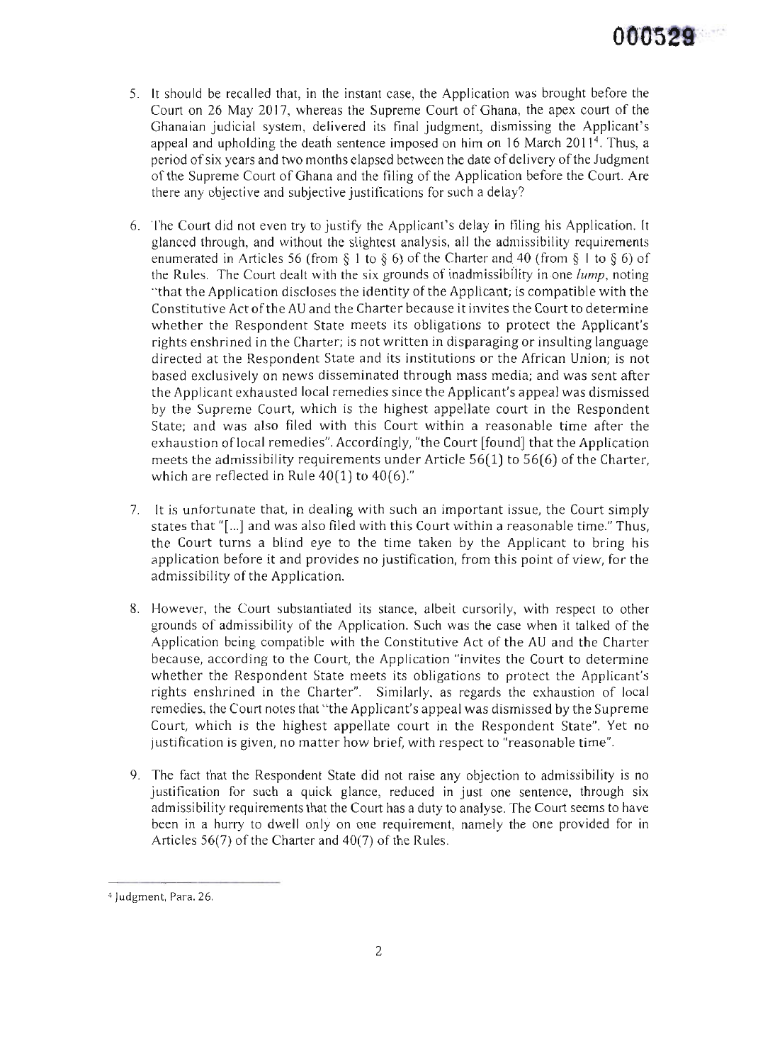5. It should be recalled that, in the instant case, the Application was brought before the Court on 26 May 2017, whereas the Supreme Court of Ghana, the apex court of the Ghanaian judicial system, delivered its final judgment, dismissing the Applicant's appeal and upholding the death sentence imposed on him on 16 March 2011[4]. Thus, a period of six years and two months elapsed between the date of delivery of the Judgment of the Supreme Court of Ghana and the filing of the Application before the Court. Are there any objective and subjective justifications for such a delay?

6. The Court did not even try to justify the Applicant's delay in filing his Application. It glanced through, and without the slightest analysis, all the admissibility requirements enumerated in Articles 56 (from § 1 to § 6) of the Charter and 40 (from § 1 to § 6) of the Rules. The Court dealt with the six grounds of inadmissibility in one *lump*, noting "that the Application discloses the identity of the Applicant; is compatible with the Constitutive Act of the AU and the Charter because it invites the Court to determine whether the Respondent State meets its obligations to protect the Applicant's rights enshrined in the Charter; is not written in disparaging or insulting language directed at the Respondent State and its institutions or the African Union; is not based exclusively on news disseminated through mass media; and was sent after the Applicant exhausted local remedies since the Applicant's appeal was dismissed by the Supreme Court, which is the highest appellate court in the Respondent State; and was also filed with this Court within a reasonable time after the exhaustion of local remedies". Accordingly, "the Court [found] that the Application meets the admissibility requirements under Article 56(1) to 56(6) of the Charter, which are reflected in Rule 40(1) to 40(6)."

7. It is unfortunate that, in dealing with such an important issue, the Court simply states that "[...] and was also filed with this Court within a reasonable time." Thus, the Court turns a blind eye to the time taken by the Applicant to bring his application before it and provides no justification, from this point of view, for the admissibility of the Application.

8. However, the Court substantiated its stance, albeit cursorily, with respect to other grounds of admissibility of the Application. Such was the case when it talked of the Application being compatible with the Constitutive Act of the AU and the Charter because, according to the Court, the Application "invites the Court to determine whether the Respondent State meets its obligations to protect the Applicant's rights enshrined in the Charter". Similarly, as regards the exhaustion of local remedies, the Court notes that "the Applicant's appeal was dismissed by the Supreme Court, which is the highest appellate court in the Respondent State". Yet no justification is given, no matter how brief, with respect to "reasonable time".

9. The fact that the Respondent State did not raise any objection to admissibility is no justification for such a quick glance, reduced in just one sentence, through six admissibility requirements that the Court has a duty to analyse. The Court seems to have been in a hurry to dwell only on one requirement, namely the one provided for in Articles 56(7) of the Charter and 40(7) of the Rules.

---

[4] Judgment, Para. 26.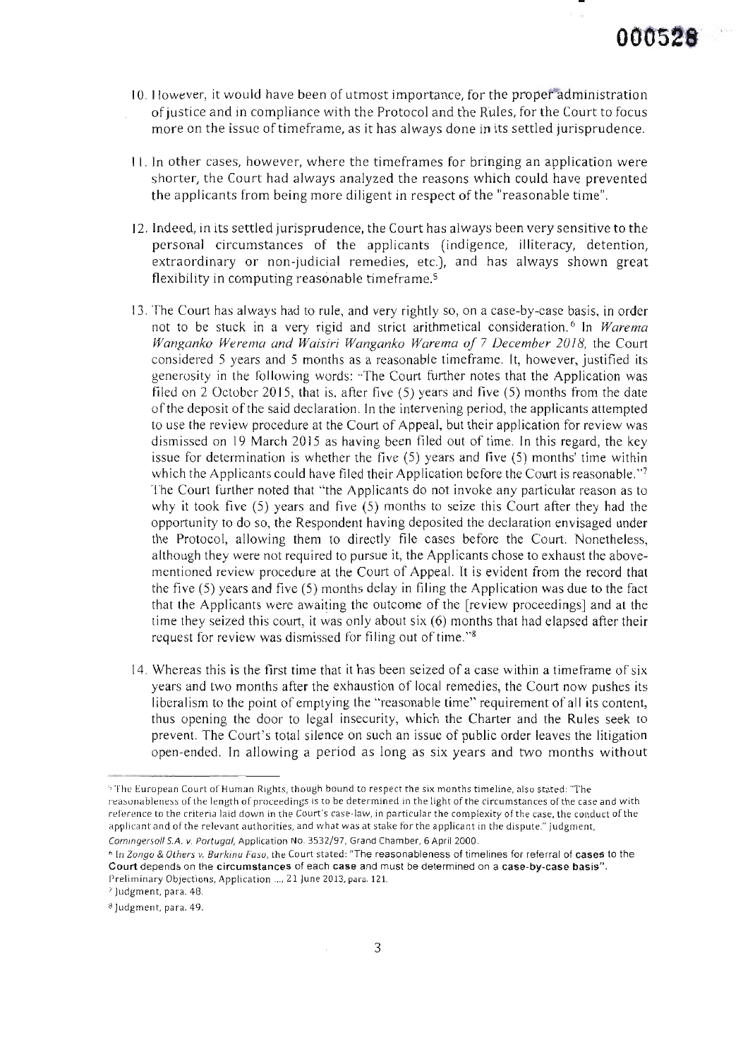10. However, it would have been of utmost importance, for the proper administration of justice and in compliance with the Protocol and the Rules, for the Court to focus more on the issue of timeframe, as it has always done in its settled jurisprudence.

11. In other cases, however, where the timeframes for bringing an application were shorter, the Court had always analyzed the reasons which could have prevented the applicants from being more diligent in respect of the "reasonable time".

12. Indeed, in its settled jurisprudence, the Court has always been very sensitive to the personal circumstances of the applicants (indigence, illiteracy, detention, extraordinary or non-judicial remedies, etc.), and has always shown great flexibility in computing reasonable timeframe.[5]

13. The Court has always had to rule, and very rightly so, on a case-by-case basis, in order not to be stuck in a very rigid and strict arithmetical consideration.[6] In *Werema Wanganko Werema and Waisiri Wanganko Werema of 7 December 2018*, the Court considered 5 years and 5 months as a reasonable timeframe. It, however, justified its generosity in the following words: "The Court further notes that the Application was filed on 2 October 2015, that is, after five (5) years and five (5) months from the date of the deposit of the said declaration. In the intervening period, the applicants attempted to use the review procedure at the Court of Appeal, but their application for review was dismissed on 19 March 2015 as having been filed out of time. In this regard, the key issue for determination is whether the five (5) years and five (5) months' time within which the Applicants could have filed their Application before the Court is reasonable."[7] The Court further noted that "the Applicants do not invoke any particular reason as to why it took five (5) years and five (5) months to seize this Court after they had the opportunity to do so, the Respondent having deposited the declaration envisaged under the Protocol, allowing them to directly file cases before the Court. Nonetheless, although they were not required to pursue it, the Applicants chose to exhaust the above-mentioned review procedure at the Court of Appeal. It is evident from the record that the five (5) years and five (5) months delay in filing the Application was due to the fact that the Applicants were awaiting the outcome of the [review proceedings] and at the time they seized this court, it was only about six (6) months that had elapsed after their request for review was dismissed for filing out of time."[8]

14. Whereas this is the first time that it has been seized of a case within a timeframe of six years and two months after the exhaustion of local remedies, the Court now pushes its liberalism to the point of emptying the "reasonable time" requirement of all its content, thus opening the door to legal insecurity, which the Charter and the Rules seek to prevent. The Court's total silence on such an issue of public order leaves the litigation open-ended. In allowing a period as long as six years and two months without

---

[5] The European Court of Human Rights, though bound to respect the six months timeline, also stated: "The reasonableness of the length of proceedings is to be determined in the light of the circumstances of the case and with reference to the criteria laid down in the Court's case-law, in particular the complexity of the case, the conduct of the applicant and of the relevant authorities, and what was at stake for the applicant in the dispute." Judgment, *Comingersoll S.A. v. Portugal*, Application No. 3532/97, Grand Chamber, 6 April 2000.

[6] In *Zongo & Others v. Burkina Faso*, the Court stated: "The reasonableness of timelines for referral of cases to the Court depends on the circumstances of each case and must be determined on a case-by-case basis". Preliminary Objections, Application ..., 21 June 2013, para. 121.

[7] Judgment, para. 48.

[8] Judgment, para. 49.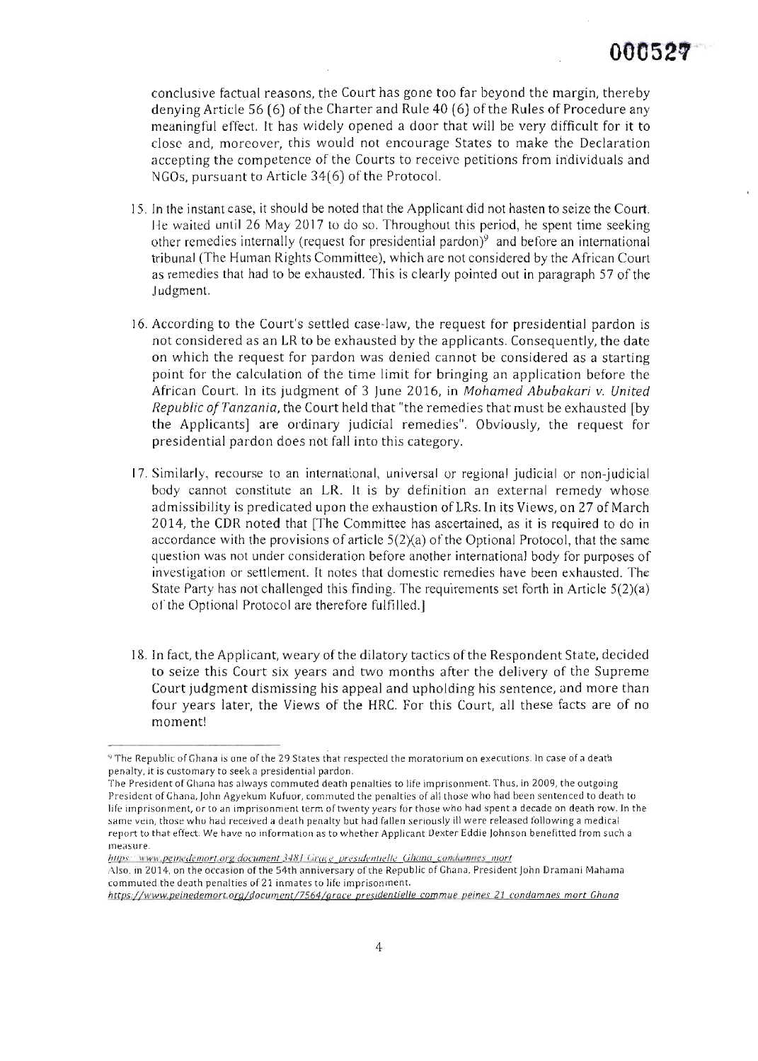conclusive factual reasons, the Court has gone too far beyond the margin, thereby denying Article 56 (6) of the Charter and Rule 40 (6) of the Rules of Procedure any meaningful effect. It has widely opened a door that will be very difficult for it to close and, moreover, this would not encourage States to make the Declaration accepting the competence of the Courts to receive petitions from individuals and NGOs, pursuant to Article 34(6) of the Protocol.

15. In the instant case, it should be noted that the Applicant did not hasten to seize the Court. He waited until 26 May 2017 to do so. Throughout this period, he spent time seeking other remedies internally (request for presidential pardon)[9] and before an international tribunal (The Human Rights Committee), which are not considered by the African Court as remedies that had to be exhausted. This is clearly pointed out in paragraph 57 of the Judgment.

16. According to the Court's settled case-law, the request for presidential pardon is not considered as an LR to be exhausted by the applicants. Consequently, the date on which the request for pardon was denied cannot be considered as a starting point for the calculation of the time limit for bringing an application before the African Court. In its judgment of 3 June 2016, in *Mohamed Abubakari v. United Republic of Tanzania*, the Court held that "the remedies that must be exhausted [by the Applicants] are ordinary judicial remedies". Obviously, the request for presidential pardon does not fall into this category.

17. Similarly, recourse to an international, universal or regional judicial or non-judicial body cannot constitute an LR. It is by definition an external remedy whose admissibility is predicated upon the exhaustion of LRs. In its Views, on 27 of March 2014, the CDR noted that [The Committee has ascertained, as it is required to do in accordance with the provisions of article 5(2)(a) of the Optional Protocol, that the same question was not under consideration before another international body for purposes of investigation or settlement. It notes that domestic remedies have been exhausted. The State Party has not challenged this finding. The requirements set forth in Article 5(2)(a) of the Optional Protocol are therefore fulfilled.]

18. In fact, the Applicant, weary of the dilatory tactics of the Respondent State, decided to seize this Court six years and two months after the delivery of the Supreme Court judgment dismissing his appeal and upholding his sentence, and more than four years later, the Views of the HRC. For this Court, all these facts are of no moment!

---

[9] The Republic of Ghana is one of the 29 States that respected the moratorium on executions. In case of a death penalty, it is customary to seek a presidential pardon.
The President of Ghana has always commuted death penalties to life imprisonment. Thus, in 2009, the outgoing President of Ghana, John Agyekum Kufuor, commuted the penalties of all those who had been sentenced to death to life imprisonment, or to an imprisonment term of twenty years for those who had spent a decade on death row. In the same vein, those who had received a death penalty but had fallen seriously ill were released following a medical report to that effect. We have no information as to whether Applicant Dexter Eddie Johnson benefitted from such a measure.
*https://www.peinedemort.org/document/3481/Grace_presidentielle_Ghana_condamnes_mort*
Also, in 2014, on the occasion of the 54th anniversary of the Republic of Ghana, President John Dramani Mahama commuted the death penalties of 21 inmates to life imprisonment.
*https://www.peinedemort.org/document/7564/grace_presidentielle_commue_peines_21_condamnes_mort_Ghana*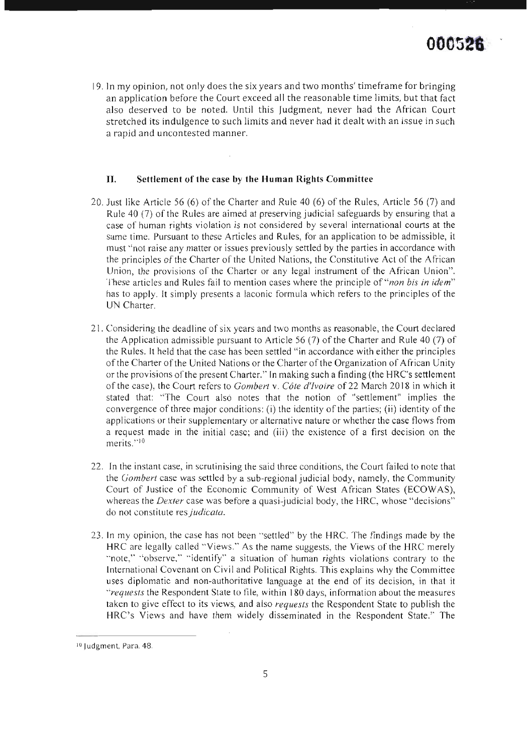19. In my opinion, not only does the six years and two months' timeframe for bringing an application before the Court exceed all the reasonable time limits, but that fact also deserved to be noted. Until this Judgment, never had the African Court stretched its indulgence to such limits and never had it dealt with an issue in such a rapid and uncontested manner.

## II. Settlement of the case by the Human Rights Committee

20. Just like Article 56 (6) of the Charter and Rule 40 (6) of the Rules, Article 56 (7) and Rule 40 (7) of the Rules are aimed at preserving judicial safeguards by ensuring that a case of human rights violation is not considered by several international courts at the same time. Pursuant to these Articles and Rules, for an application to be admissible, it must "not raise any matter or issues previously settled by the parties in accordance with the principles of the Charter of the United Nations, the Constitutive Act of the African Union, the provisions of the Charter or any legal instrument of the African Union". These articles and Rules fail to mention cases where the principle of "*non bis in idem*" has to apply. It simply presents a laconic formula which refers to the principles of the UN Charter.

21. Considering the deadline of six years and two months as reasonable, the Court declared the Application admissible pursuant to Article 56 (7) of the Charter and Rule 40 (7) of the Rules. It held that the case has been settled "in accordance with either the principles of the Charter of the United Nations or the Charter of the Organization of African Unity or the provisions of the present Charter." In making such a finding (the HRC's settlement of the case), the Court refers to *Gombert* v. *Côte d'Ivoire* of 22 March 2018 in which it stated that: "The Court also notes that the notion of "settlement" implies the convergence of three major conditions: (i) the identity of the parties; (ii) identity of the applications or their supplementary or alternative nature or whether the case flows from a request made in the initial case; and (iii) the existence of a first decision on the merits."[10]

22. In the instant case, in scrutinising the said three conditions, the Court failed to note that the *Gombert* case was settled by a sub-regional judicial body, namely, the Community Court of Justice of the Economic Community of West African States (ECOWAS), whereas the *Dexter* case was before a quasi-judicial body, the HRC, whose "decisions" do not constitute *res judicata*.

23. In my opinion, the case has not been "settled" by the HRC. The findings made by the HRC are legally called "Views." As the name suggests, the Views of the HRC merely "note," "observe," "identify" a situation of human rights violations contrary to the International Covenant on Civil and Political Rights. This explains why the Committee uses diplomatic and non-authoritative language at the end of its decision, in that it "*requests* the Respondent State to file, within 180 days, information about the measures taken to give effect to its views, and also *requests* the Respondent State to publish the HRC's Views and have them widely disseminated in the Respondent State." The

---

[10] Judgment, Para. 48.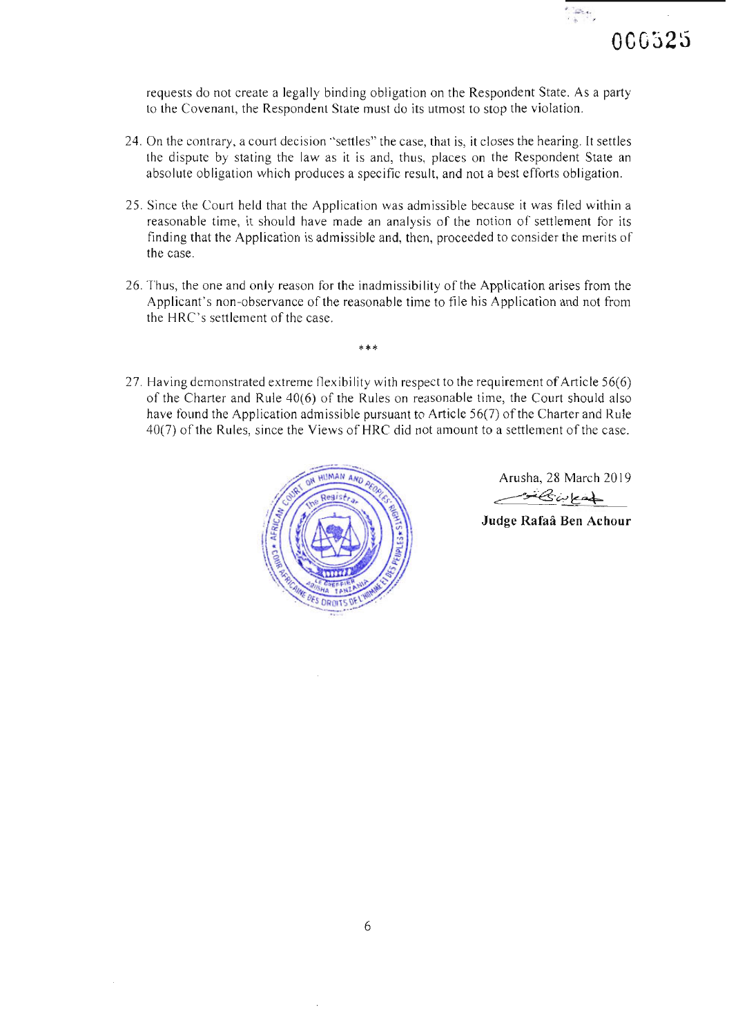requests do not create a legally binding obligation on the Respondent State. As a party to the Covenant, the Respondent State must do its utmost to stop the violation.

24. On the contrary, a court decision "settles" the case, that is, it closes the hearing. It settles the dispute by stating the law as it is and, thus, places on the Respondent State an absolute obligation which produces a specific result, and not a best efforts obligation.

25. Since the Court held that the Application was admissible because it was filed within a reasonable time, it should have made an analysis of the notion of settlement for its finding that the Application is admissible and, then, proceeded to consider the merits of the case.

26. Thus, the one and only reason for the inadmissibility of the Application arises from the Applicant's non-observance of the reasonable time to file his Application and not from the HRC's settlement of the case.

***

27. Having demonstrated extreme flexibility with respect to the requirement of Article 56(6) of the Charter and Rule 40(6) of the Rules on reasonable time, the Court should also have found the Application admissible pursuant to Article 56(7) of the Charter and Rule 40(7) of the Rules, since the Views of HRC did not amount to a settlement of the case.

Arusha, 28 March 2019

**Judge Rafaâ Ben Achour**